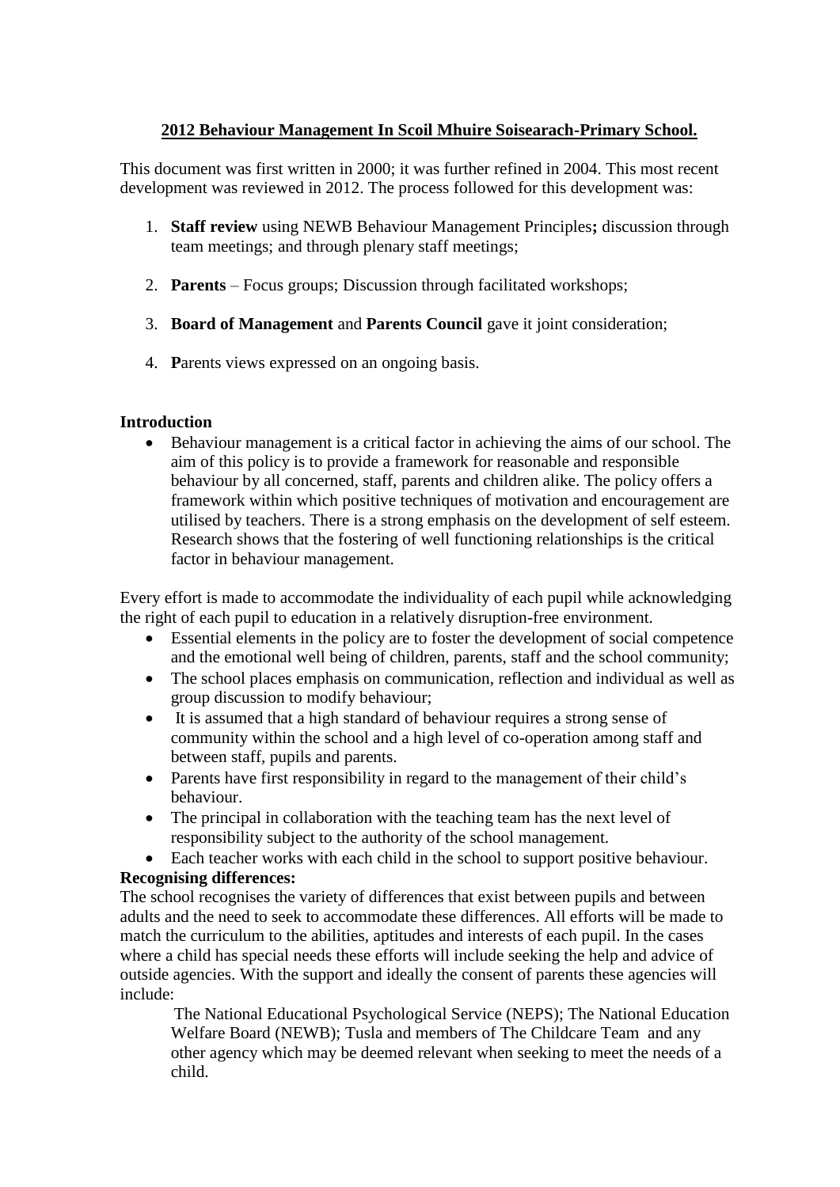# 2012 Behaviour Management In Scoil Mhuire Soisearach-Primary School.

This document was first written in 2000; it was further refined in 2004. This most recent development was reviewed in 2012. The process followed for this development was:

1. **Staff review** using NEWB Behaviour Management Principles**;** discussion through team meetings; and through plenary staff meetings;
2. **Parents** – Focus groups; Discussion through facilitated workshops;
3. **Board of Management** and **Parents Council** gave it joint consideration;
4. **P**arents views expressed on an ongoing basis.

**Introduction**

- Behaviour management is a critical factor in achieving the aims of our school. The aim of this policy is to provide a framework for reasonable and responsible behaviour by all concerned, staff, parents and children alike. The policy offers a framework within which positive techniques of motivation and encouragement are utilised by teachers. There is a strong emphasis on the development of self esteem. Research shows that the fostering of well functioning relationships is the critical factor in behaviour management.

Every effort is made to accommodate the individuality of each pupil while acknowledging the right of each pupil to education in a relatively disruption-free environment.

- Essential elements in the policy are to foster the development of social competence and the emotional well being of children, parents, staff and the school community;
- The school places emphasis on communication, reflection and individual as well as group discussion to modify behaviour;
- It is assumed that a high standard of behaviour requires a strong sense of community within the school and a high level of co-operation among staff and between staff, pupils and parents.
- Parents have first responsibility in regard to the management of their child's behaviour.
- The principal in collaboration with the teaching team has the next level of responsibility subject to the authority of the school management.
- Each teacher works with each child in the school to support positive behaviour.

**Recognising differences:**

The school recognises the variety of differences that exist between pupils and between adults and the need to seek to accommodate these differences. All efforts will be made to match the curriculum to the abilities, aptitudes and interests of each pupil. In the cases where a child has special needs these efforts will include seeking the help and advice of outside agencies. With the support and ideally the consent of parents these agencies will include:

The National Educational Psychological Service (NEPS); The National Education Welfare Board (NEWB); Tusla and members of The Childcare Team and any other agency which may be deemed relevant when seeking to meet the needs of a child.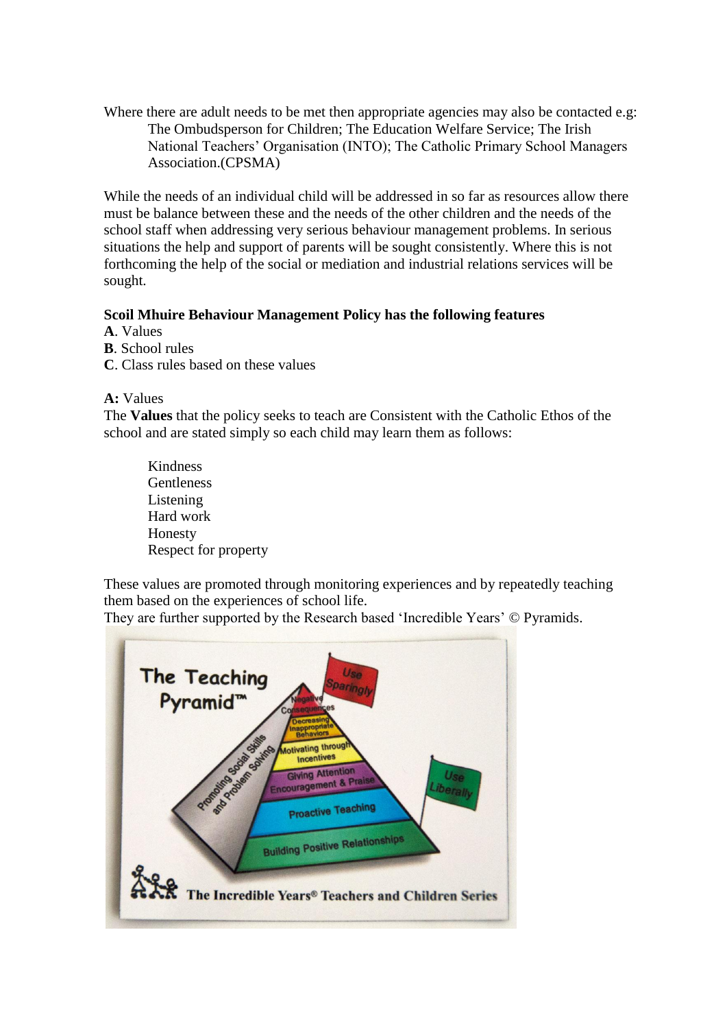Where there are adult needs to be met then appropriate agencies may also be contacted e.g:

The Ombudsperson for Children; The Education Welfare Service; The Irish National Teachers' Organisation (INTO); The Catholic Primary School Managers Association.(CPSMA)

While the needs of an individual child will be addressed in so far as resources allow there must be balance between these and the needs of the other children and the needs of the school staff when addressing very serious behaviour management problems. In serious situations the help and support of parents will be sought consistently. Where this is not forthcoming the help of the social or mediation and industrial relations services will be sought.

**Scoil Mhuire Behaviour Management Policy has the following features**

**A**. Values
**B**. School rules
**C**. Class rules based on these values

**A:** Values

The **Values** that the policy seeks to teach are Consistent with the Catholic Ethos of the school and are stated simply so each child may learn them as follows:

Kindness
Gentleness
Listening
Hard work
Honesty
Respect for property

These values are promoted through monitoring experiences and by repeatedly teaching them based on the experiences of school life.

They are further supported by the Research based 'Incredible Years' © Pyramids.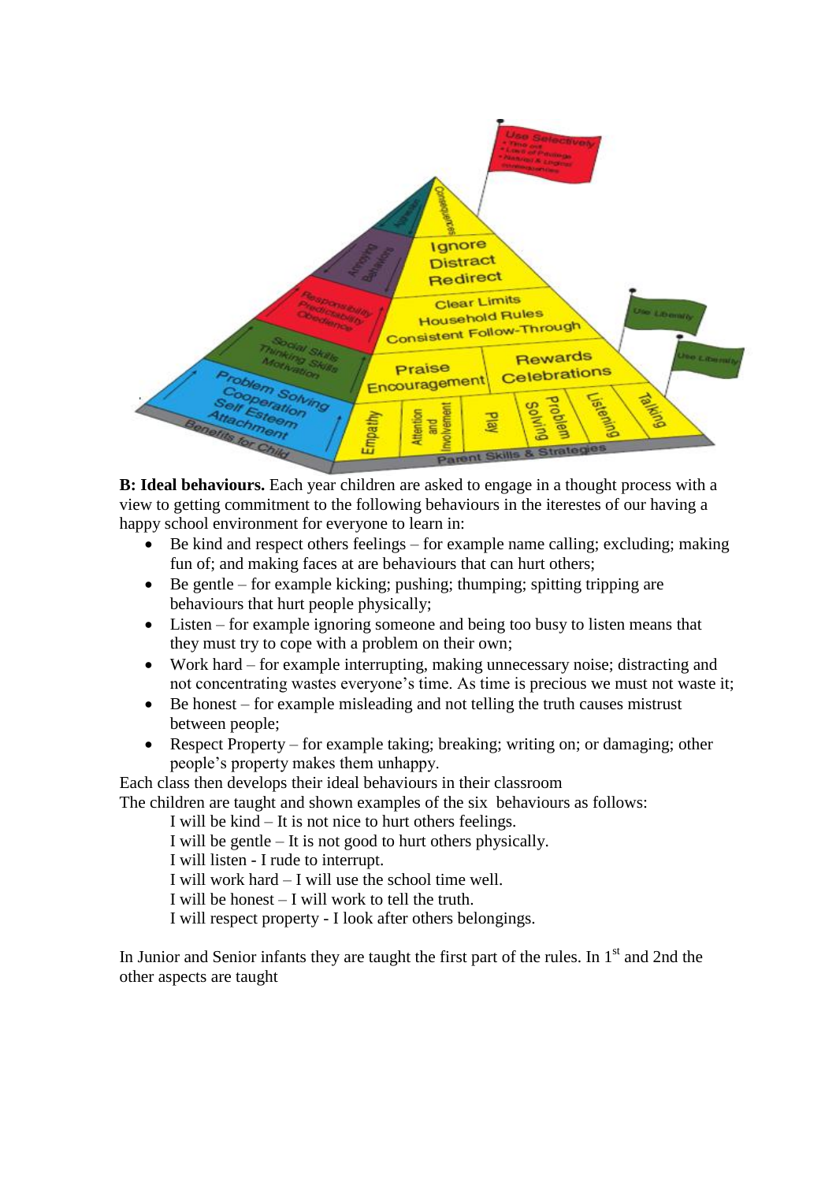**B: Ideal behaviours.** Each year children are asked to engage in a thought process with a view to getting commitment to the following behaviours in the iterestes of our having a happy school environment for everyone to learn in:

- Be kind and respect others feelings – for example name calling; excluding; making fun of; and making faces at are behaviours that can hurt others;
- Be gentle – for example kicking; pushing; thumping; spitting tripping are behaviours that hurt people physically;
- Listen – for example ignoring someone and being too busy to listen means that they must try to cope with a problem on their own;
- Work hard – for example interrupting, making unnecessary noise; distracting and not concentrating wastes everyone's time. As time is precious we must not waste it;
- Be honest – for example misleading and not telling the truth causes mistrust between people;
- Respect Property – for example taking; breaking; writing on; or damaging; other people's property makes them unhappy.

Each class then develops their ideal behaviours in their classroom

The children are taught and shown examples of the six behaviours as follows:

I will be kind – It is not nice to hurt others feelings.
I will be gentle – It is not good to hurt others physically.
I will listen - I rude to interrupt.
I will work hard – I will use the school time well.
I will be honest – I will work to tell the truth.
I will respect property - I look after others belongings.

In Junior and Senior infants they are taught the first part of the rules. In 1st and 2nd the other aspects are taught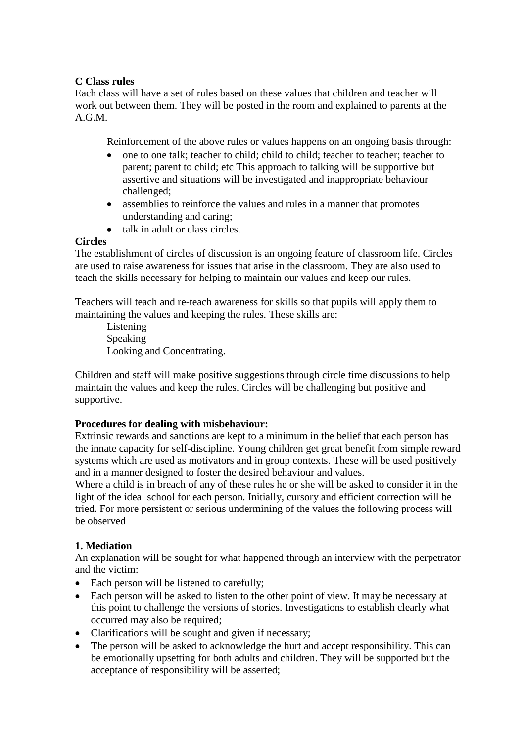**C Class rules**

Each class will have a set of rules based on these values that children and teacher will work out between them. They will be posted in the room and explained to parents at the A.G.M.

Reinforcement of the above rules or values happens on an ongoing basis through:

- one to one talk; teacher to child; child to child; teacher to teacher; teacher to parent; parent to child; etc This approach to talking will be supportive but assertive and situations will be investigated and inappropriate behaviour challenged;
- assemblies to reinforce the values and rules in a manner that promotes understanding and caring;
- talk in adult or class circles.

**Circles**

The establishment of circles of discussion is an ongoing feature of classroom life. Circles are used to raise awareness for issues that arise in the classroom. They are also used to teach the skills necessary for helping to maintain our values and keep our rules.

Teachers will teach and re-teach awareness for skills so that pupils will apply them to maintaining the values and keeping the rules. These skills are:

Listening
Speaking
Looking and Concentrating.

Children and staff will make positive suggestions through circle time discussions to help maintain the values and keep the rules. Circles will be challenging but positive and supportive.

**Procedures for dealing with misbehaviour:**

Extrinsic rewards and sanctions are kept to a minimum in the belief that each person has the innate capacity for self-discipline. Young children get great benefit from simple reward systems which are used as motivators and in group contexts. These will be used positively and in a manner designed to foster the desired behaviour and values.
Where a child is in breach of any of these rules he or she will be asked to consider it in the light of the ideal school for each person. Initially, cursory and efficient correction will be tried. For more persistent or serious undermining of the values the following process will be observed

**1. Mediation**

An explanation will be sought for what happened through an interview with the perpetrator and the victim:

- Each person will be listened to carefully;
- Each person will be asked to listen to the other point of view. It may be necessary at this point to challenge the versions of stories. Investigations to establish clearly what occurred may also be required;
- Clarifications will be sought and given if necessary;
- The person will be asked to acknowledge the hurt and accept responsibility. This can be emotionally upsetting for both adults and children. They will be supported but the acceptance of responsibility will be asserted;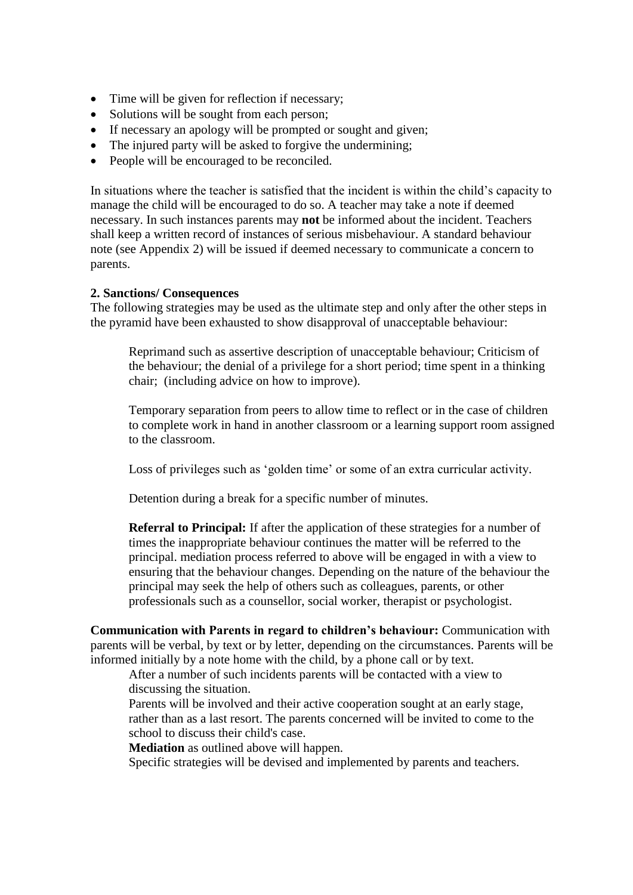- Time will be given for reflection if necessary;
- Solutions will be sought from each person;
- If necessary an apology will be prompted or sought and given;
- The injured party will be asked to forgive the undermining;
- People will be encouraged to be reconciled.

In situations where the teacher is satisfied that the incident is within the child's capacity to manage the child will be encouraged to do so. A teacher may take a note if deemed necessary. In such instances parents may **not** be informed about the incident. Teachers shall keep a written record of instances of serious misbehaviour. A standard behaviour note (see Appendix 2) will be issued if deemed necessary to communicate a concern to parents.

**2. Sanctions/ Consequences**

The following strategies may be used as the ultimate step and only after the other steps in the pyramid have been exhausted to show disapproval of unacceptable behaviour:

> Reprimand such as assertive description of unacceptable behaviour; Criticism of the behaviour; the denial of a privilege for a short period; time spent in a thinking chair; (including advice on how to improve).
>
> Temporary separation from peers to allow time to reflect or in the case of children to complete work in hand in another classroom or a learning support room assigned to the classroom.
>
> Loss of privileges such as 'golden time' or some of an extra curricular activity.
>
> Detention during a break for a specific number of minutes.
>
> **Referral to Principal:** If after the application of these strategies for a number of times the inappropriate behaviour continues the matter will be referred to the principal. mediation process referred to above will be engaged in with a view to ensuring that the behaviour changes. Depending on the nature of the behaviour the principal may seek the help of others such as colleagues, parents, or other professionals such as a counsellor, social worker, therapist or psychologist.

**Communication with Parents in regard to children's behaviour:** Communication with parents will be verbal, by text or by letter, depending on the circumstances. Parents will be informed initially by a note home with the child, by a phone call or by text.

> After a number of such incidents parents will be contacted with a view to discussing the situation.
>
> Parents will be involved and their active cooperation sought at an early stage, rather than as a last resort. The parents concerned will be invited to come to the school to discuss their child's case.
>
> **Mediation** as outlined above will happen.
>
> Specific strategies will be devised and implemented by parents and teachers.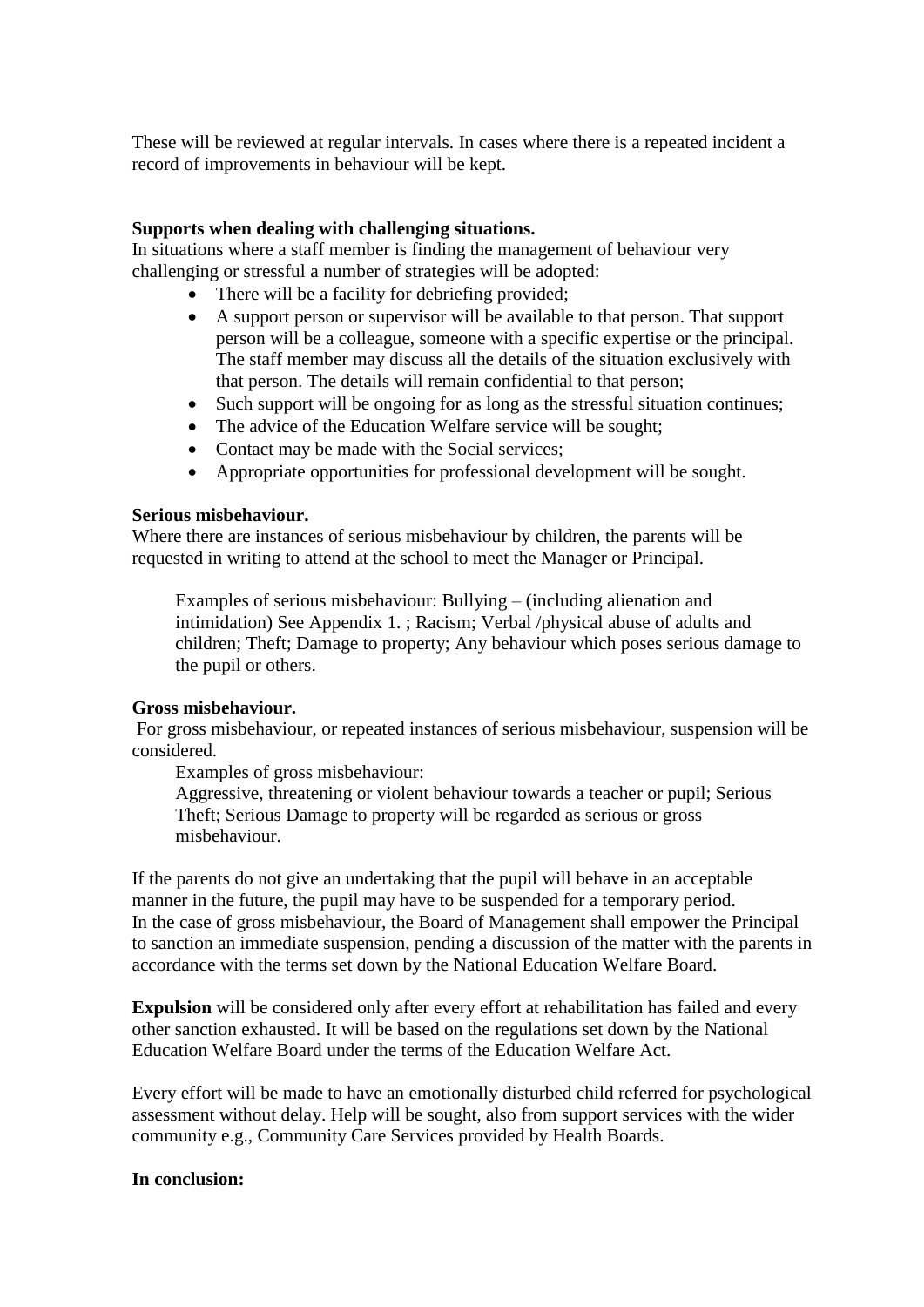These will be reviewed at regular intervals. In cases where there is a repeated incident a record of improvements in behaviour will be kept.

**Supports when dealing with challenging situations.**

In situations where a staff member is finding the management of behaviour very challenging or stressful a number of strategies will be adopted:

- There will be a facility for debriefing provided;
- A support person or supervisor will be available to that person. That support person will be a colleague, someone with a specific expertise or the principal. The staff member may discuss all the details of the situation exclusively with that person. The details will remain confidential to that person;
- Such support will be ongoing for as long as the stressful situation continues;
- The advice of the Education Welfare service will be sought;
- Contact may be made with the Social services;
- Appropriate opportunities for professional development will be sought.

**Serious misbehaviour.**

Where there are instances of serious misbehaviour by children, the parents will be requested in writing to attend at the school to meet the Manager or Principal.

> Examples of serious misbehaviour: Bullying – (including alienation and intimidation) See Appendix 1. ; Racism; Verbal /physical abuse of adults and children; Theft; Damage to property; Any behaviour which poses serious damage to the pupil or others.

**Gross misbehaviour.**

For gross misbehaviour, or repeated instances of serious misbehaviour, suspension will be considered.

> Examples of gross misbehaviour:
> Aggressive, threatening or violent behaviour towards a teacher or pupil; Serious Theft; Serious Damage to property will be regarded as serious or gross misbehaviour.

If the parents do not give an undertaking that the pupil will behave in an acceptable manner in the future, the pupil may have to be suspended for a temporary period. In the case of gross misbehaviour, the Board of Management shall empower the Principal to sanction an immediate suspension, pending a discussion of the matter with the parents in accordance with the terms set down by the National Education Welfare Board.

**Expulsion** will be considered only after every effort at rehabilitation has failed and every other sanction exhausted. It will be based on the regulations set down by the National Education Welfare Board under the terms of the Education Welfare Act.

Every effort will be made to have an emotionally disturbed child referred for psychological assessment without delay. Help will be sought, also from support services with the wider community e.g., Community Care Services provided by Health Boards.

**In conclusion:**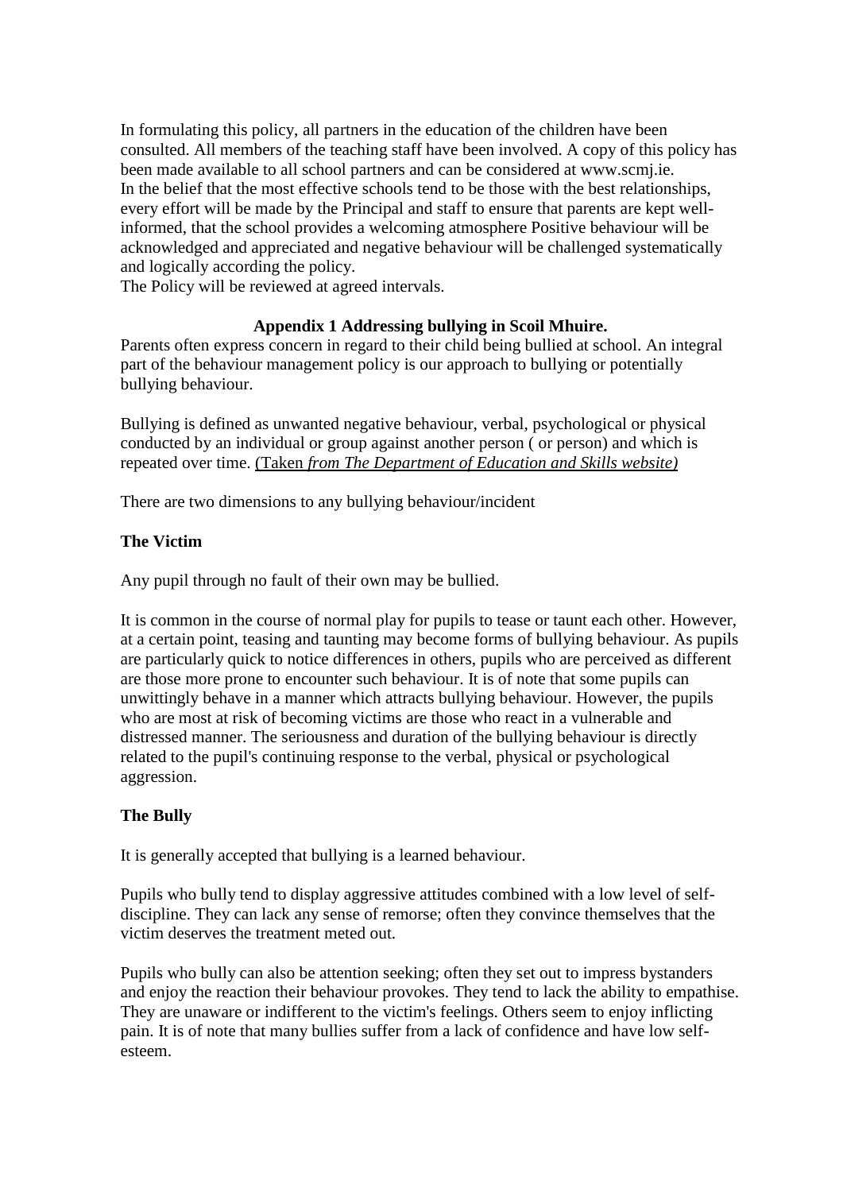In formulating this policy, all partners in the education of the children have been consulted. All members of the teaching staff have been involved. A copy of this policy has been made available to all school partners and can be considered at www.scmj.ie.
In the belief that the most effective schools tend to be those with the best relationships, every effort will be made by the Principal and staff to ensure that parents are kept well-informed, that the school provides a welcoming atmosphere Positive behaviour will be acknowledged and appreciated and negative behaviour will be challenged systematically and logically according the policy.
The Policy will be reviewed at agreed intervals.

## Appendix 1 Addressing bullying in Scoil Mhuire.

Parents often express concern in regard to their child being bullied at school. An integral part of the behaviour management policy is our approach to bullying or potentially bullying behaviour.

Bullying is defined as unwanted negative behaviour, verbal, psychological or physical conducted by an individual or group against another person ( or person) and which is repeated over time. (Taken *from The Department of Education and Skills website)*

There are two dimensions to any bullying behaviour/incident

### The Victim

Any pupil through no fault of their own may be bullied.

It is common in the course of normal play for pupils to tease or taunt each other. However, at a certain point, teasing and taunting may become forms of bullying behaviour. As pupils are particularly quick to notice differences in others, pupils who are perceived as different are those more prone to encounter such behaviour. It is of note that some pupils can unwittingly behave in a manner which attracts bullying behaviour. However, the pupils who are most at risk of becoming victims are those who react in a vulnerable and distressed manner. The seriousness and duration of the bullying behaviour is directly related to the pupil's continuing response to the verbal, physical or psychological aggression.

### The Bully

It is generally accepted that bullying is a learned behaviour.

Pupils who bully tend to display aggressive attitudes combined with a low level of self-discipline. They can lack any sense of remorse; often they convince themselves that the victim deserves the treatment meted out.

Pupils who bully can also be attention seeking; often they set out to impress bystanders and enjoy the reaction their behaviour provokes. They tend to lack the ability to empathise. They are unaware or indifferent to the victim's feelings. Others seem to enjoy inflicting pain. It is of note that many bullies suffer from a lack of confidence and have low self-esteem.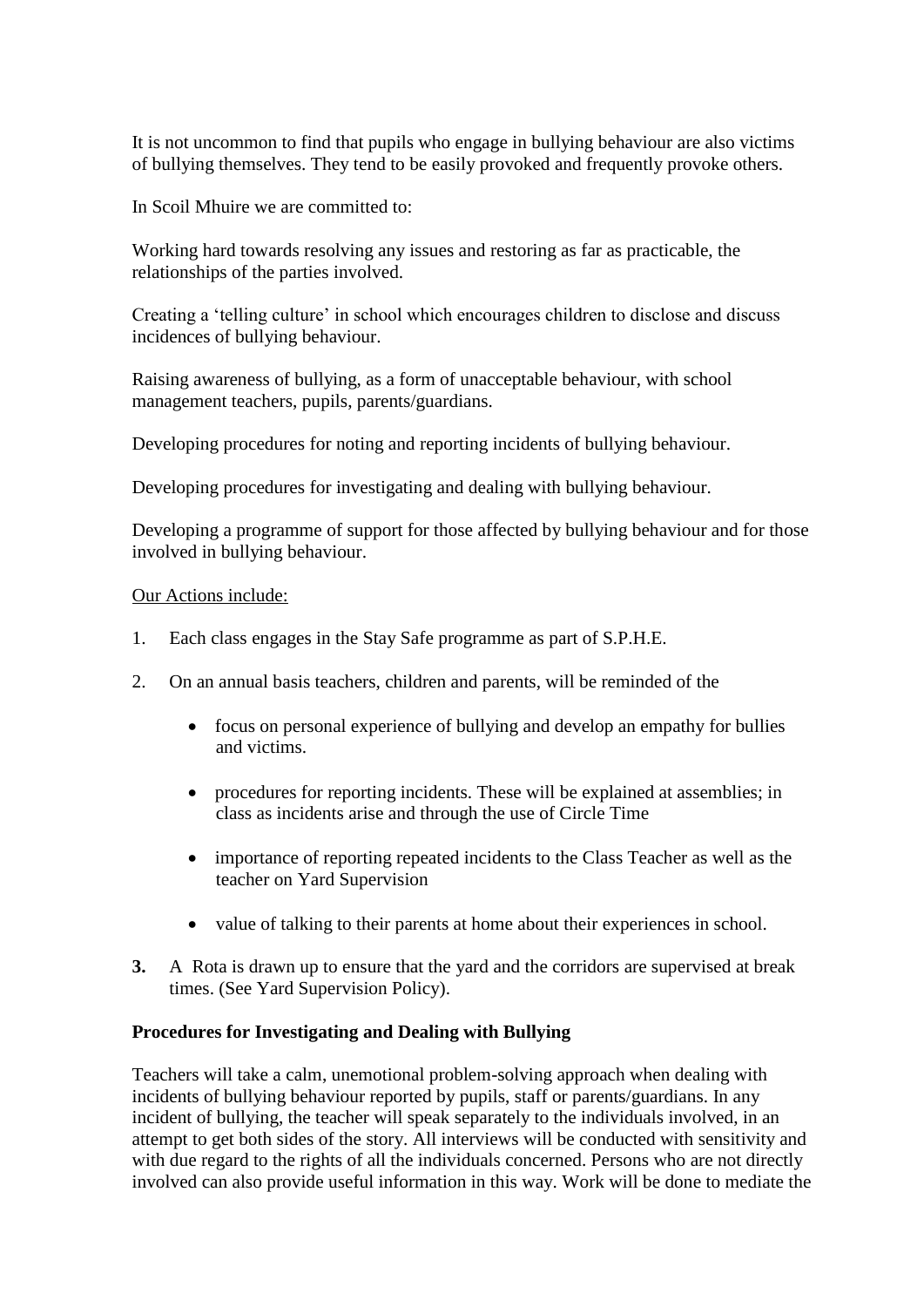It is not uncommon to find that pupils who engage in bullying behaviour are also victims of bullying themselves. They tend to be easily provoked and frequently provoke others.

In Scoil Mhuire we are committed to:

Working hard towards resolving any issues and restoring as far as practicable, the relationships of the parties involved.

Creating a 'telling culture' in school which encourages children to disclose and discuss incidences of bullying behaviour.

Raising awareness of bullying, as a form of unacceptable behaviour, with school management teachers, pupils, parents/guardians.

Developing procedures for noting and reporting incidents of bullying behaviour.

Developing procedures for investigating and dealing with bullying behaviour.

Developing a programme of support for those affected by bullying behaviour and for those involved in bullying behaviour.

<u>Our Actions include:</u>

1. Each class engages in the Stay Safe programme as part of S.P.H.E.

2. On an annual basis teachers, children and parents, will be reminded of the

   - focus on personal experience of bullying and develop an empathy for bullies and victims.

   - procedures for reporting incidents. These will be explained at assemblies; in class as incidents arise and through the use of Circle Time

   - importance of reporting repeated incidents to the Class Teacher as well as the teacher on Yard Supervision

   - value of talking to their parents at home about their experiences in school.

3. A Rota is drawn up to ensure that the yard and the corridors are supervised at break times. (See Yard Supervision Policy).

**Procedures for Investigating and Dealing with Bullying**

Teachers will take a calm, unemotional problem-solving approach when dealing with incidents of bullying behaviour reported by pupils, staff or parents/guardians. In any incident of bullying, the teacher will speak separately to the individuals involved, in an attempt to get both sides of the story. All interviews will be conducted with sensitivity and with due regard to the rights of all the individuals concerned. Persons who are not directly involved can also provide useful information in this way. Work will be done to mediate the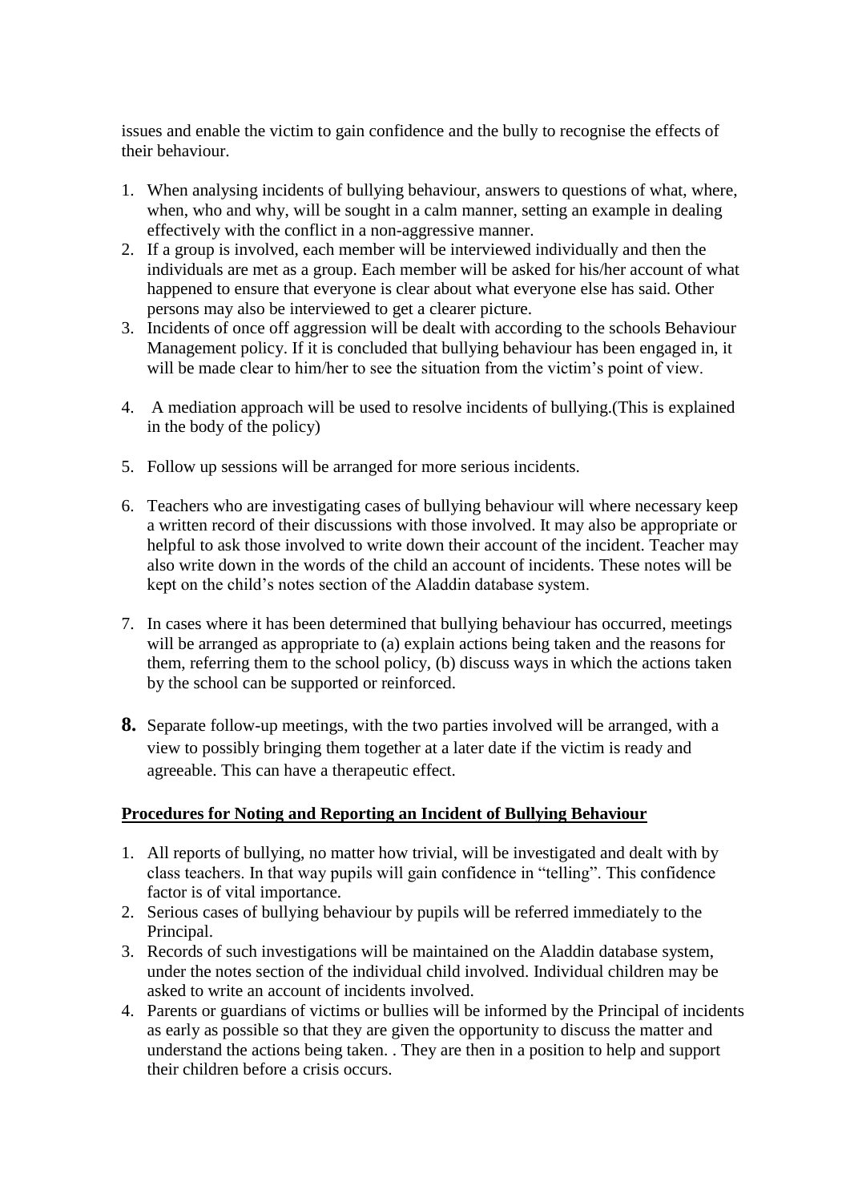issues and enable the victim to gain confidence and the bully to recognise the effects of their behaviour.

1. When analysing incidents of bullying behaviour, answers to questions of what, where, when, who and why, will be sought in a calm manner, setting an example in dealing effectively with the conflict in a non-aggressive manner.
2. If a group is involved, each member will be interviewed individually and then the individuals are met as a group. Each member will be asked for his/her account of what happened to ensure that everyone is clear about what everyone else has said. Other persons may also be interviewed to get a clearer picture.
3. Incidents of once off aggression will be dealt with according to the schools Behaviour Management policy. If it is concluded that bullying behaviour has been engaged in, it will be made clear to him/her to see the situation from the victim's point of view.
4. A mediation approach will be used to resolve incidents of bullying.(This is explained in the body of the policy)
5. Follow up sessions will be arranged for more serious incidents.
6. Teachers who are investigating cases of bullying behaviour will where necessary keep a written record of their discussions with those involved. It may also be appropriate or helpful to ask those involved to write down their account of the incident. Teacher may also write down in the words of the child an account of incidents. These notes will be kept on the child's notes section of the Aladdin database system.
7. In cases where it has been determined that bullying behaviour has occurred, meetings will be arranged as appropriate to (a) explain actions being taken and the reasons for them, referring them to the school policy, (b) discuss ways in which the actions taken by the school can be supported or reinforced.
8. Separate follow-up meetings, with the two parties involved will be arranged, with a view to possibly bringing them together at a later date if the victim is ready and agreeable. This can have a therapeutic effect.

**Procedures for Noting and Reporting an Incident of Bullying Behaviour**

1. All reports of bullying, no matter how trivial, will be investigated and dealt with by class teachers. In that way pupils will gain confidence in "telling". This confidence factor is of vital importance.
2. Serious cases of bullying behaviour by pupils will be referred immediately to the Principal.
3. Records of such investigations will be maintained on the Aladdin database system, under the notes section of the individual child involved. Individual children may be asked to write an account of incidents involved.
4. Parents or guardians of victims or bullies will be informed by the Principal of incidents as early as possible so that they are given the opportunity to discuss the matter and understand the actions being taken. . They are then in a position to help and support their children before a crisis occurs.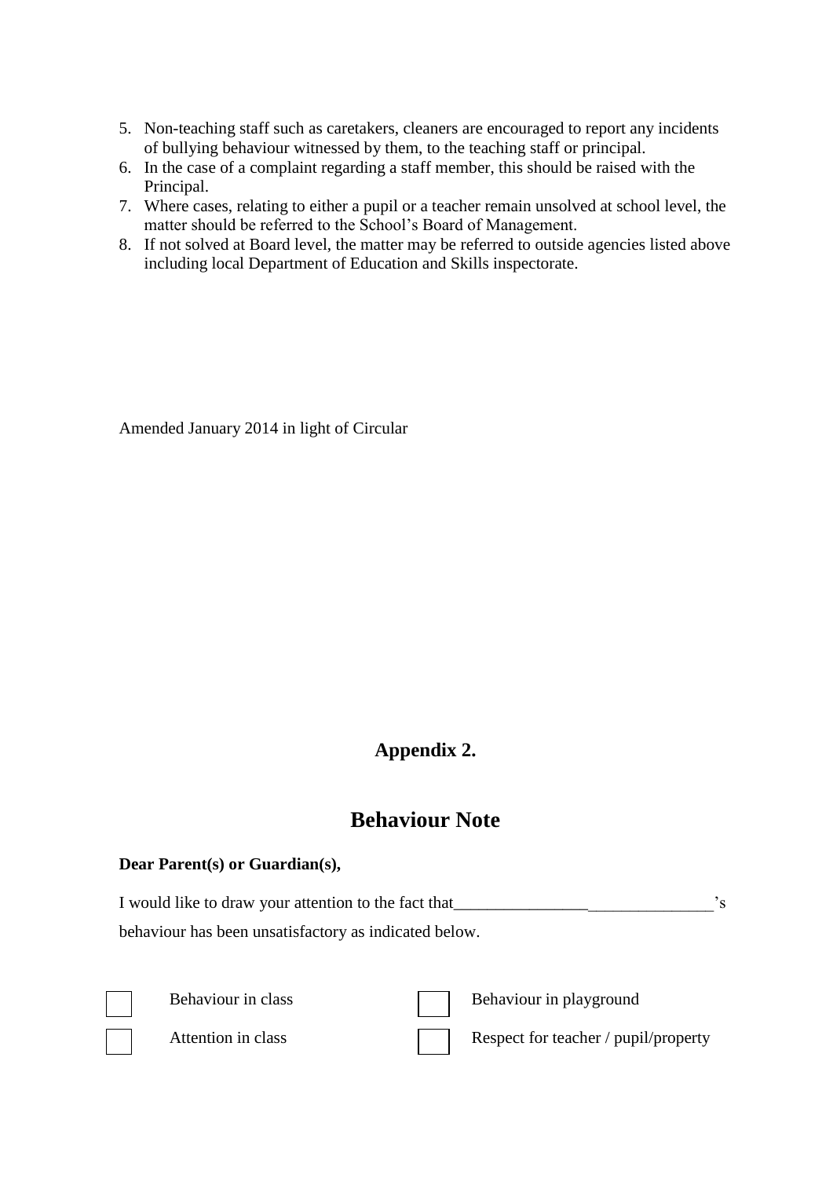5. Non-teaching staff such as caretakers, cleaners are encouraged to report any incidents of bullying behaviour witnessed by them, to the teaching staff or principal.
6. In the case of a complaint regarding a staff member, this should be raised with the Principal.
7. Where cases, relating to either a pupil or a teacher remain unsolved at school level, the matter should be referred to the School's Board of Management.
8. If not solved at Board level, the matter may be referred to outside agencies listed above including local Department of Education and Skills inspectorate.

Amended January 2014 in light of Circular

## Appendix 2.

## Behaviour Note

**Dear Parent(s) or Guardian(s),**

I would like to draw your attention to the fact that_______________________________'s behaviour has been unsatisfactory as indicated below.

- ☐ Behaviour in class
- ☐ Behaviour in playground
- ☐ Attention in class
- ☐ Respect for teacher / pupil/property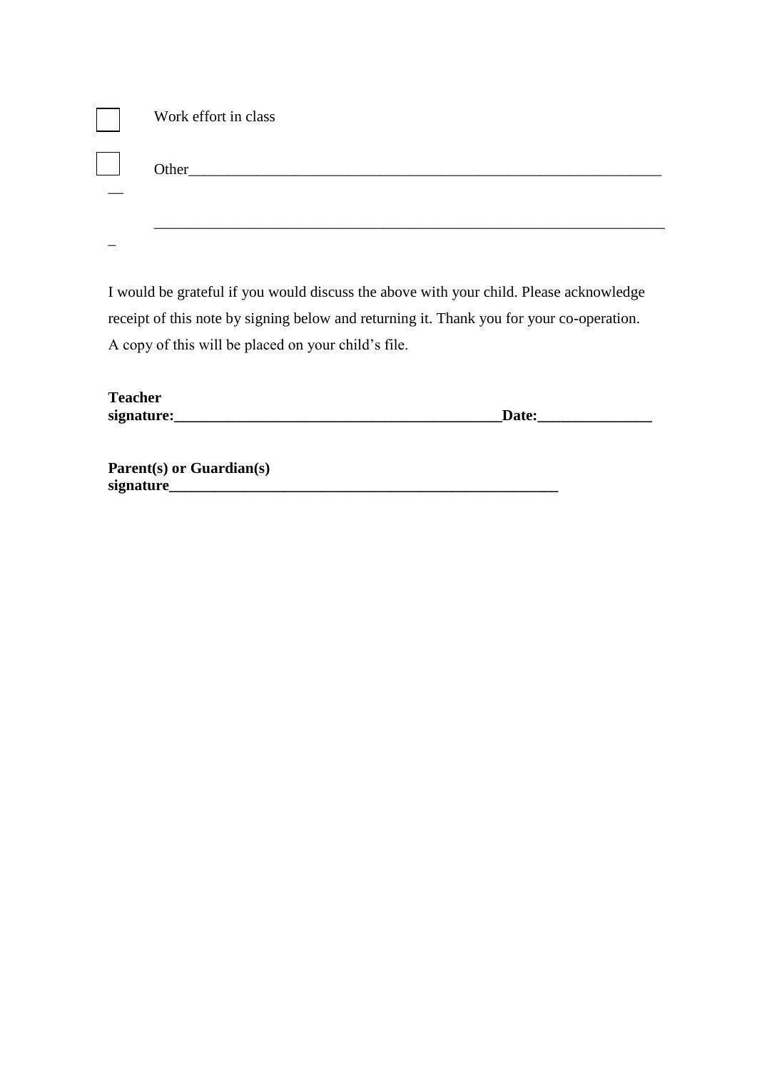☐ Work effort in class

☐ Other\_\_\_\_\_\_\_\_\_\_\_\_\_\_\_\_\_\_\_\_\_\_\_\_\_\_\_\_\_\_\_\_\_\_\_\_\_\_\_\_\_\_\_\_\_\_\_\_\_\_\_\_\_\_\_\_\_\_\_\_

\_\_\_\_\_\_\_\_\_\_\_\_\_\_\_\_\_\_\_\_\_\_\_\_\_\_\_\_\_\_\_\_\_\_\_\_\_\_\_\_\_\_\_\_\_\_\_\_\_\_\_\_\_\_\_\_\_\_\_\_\_\_\_\_

I would be grateful if you would discuss the above with your child. Please acknowledge receipt of this note by signing below and returning it. Thank you for your co-operation. A copy of this will be placed on your child's file.

**Teacher signature:\_\_\_\_\_\_\_\_\_\_\_\_\_\_\_\_\_\_\_\_\_\_\_\_\_\_\_\_\_\_\_\_\_\_\_\_\_\_\_\_\_\_\_\_Date:\_\_\_\_\_\_\_\_\_\_\_\_\_\_\_\_**

**Parent(s) or Guardian(s) signature\_\_\_\_\_\_\_\_\_\_\_\_\_\_\_\_\_\_\_\_\_\_\_\_\_\_\_\_\_\_\_\_\_\_\_\_\_\_\_\_\_\_\_\_\_\_\_\_\_\_\_\_\_\_**